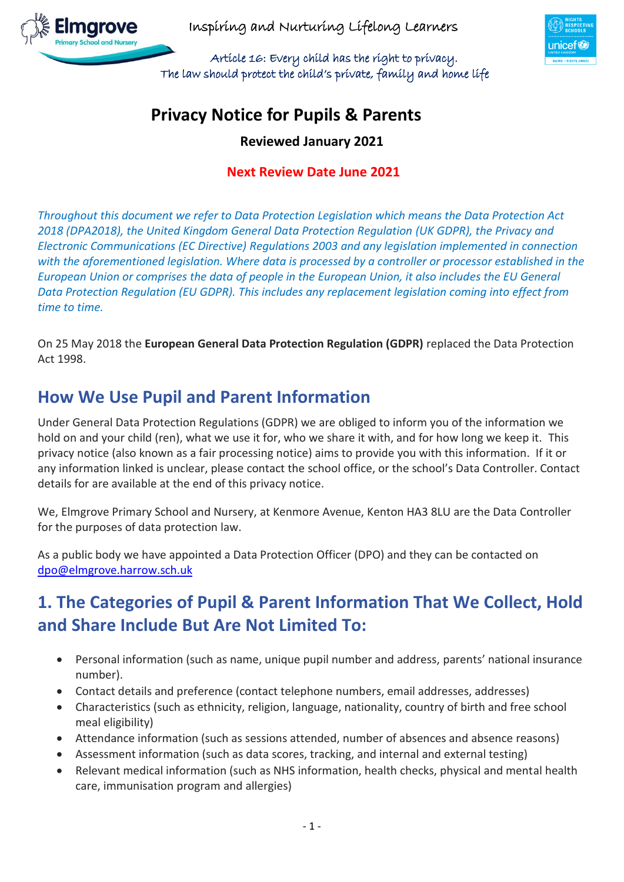Inspiring and Nurturing Lifelong Learners

Article 16: Every child has the right to privacy.
The law should protect the child's private, family and home life

# Privacy Notice for Pupils & Parents

**Reviewed January 2021**

**Next Review Date June 2021**

*Throughout this document we refer to Data Protection Legislation which means the Data Protection Act 2018 (DPA2018), the United Kingdom General Data Protection Regulation (UK GDPR), the Privacy and Electronic Communications (EC Directive) Regulations 2003 and any legislation implemented in connection with the aforementioned legislation. Where data is processed by a controller or processor established in the European Union or comprises the data of people in the European Union, it also includes the EU General Data Protection Regulation (EU GDPR). This includes any replacement legislation coming into effect from time to time.*

On 25 May 2018 the **European General Data Protection Regulation (GDPR)** replaced the Data Protection Act 1998.

## How We Use Pupil and Parent Information

Under General Data Protection Regulations (GDPR) we are obliged to inform you of the information we hold on and your child (ren), what we use it for, who we share it with, and for how long we keep it. This privacy notice (also known as a fair processing notice) aims to provide you with this information. If it or any information linked is unclear, please contact the school office, or the school's Data Controller. Contact details for are available at the end of this privacy notice.

We, Elmgrove Primary School and Nursery, at Kenmore Avenue, Kenton HA3 8LU are the Data Controller for the purposes of data protection law.

As a public body we have appointed a Data Protection Officer (DPO) and they can be contacted on dpo@elmgrove.harrow.sch.uk

## 1. The Categories of Pupil & Parent Information That We Collect, Hold and Share Include But Are Not Limited To:

- Personal information (such as name, unique pupil number and address, parents' national insurance number).
- Contact details and preference (contact telephone numbers, email addresses, addresses)
- Characteristics (such as ethnicity, religion, language, nationality, country of birth and free school meal eligibility)
- Attendance information (such as sessions attended, number of absences and absence reasons)
- Assessment information (such as data scores, tracking, and internal and external testing)
- Relevant medical information (such as NHS information, health checks, physical and mental health care, immunisation program and allergies)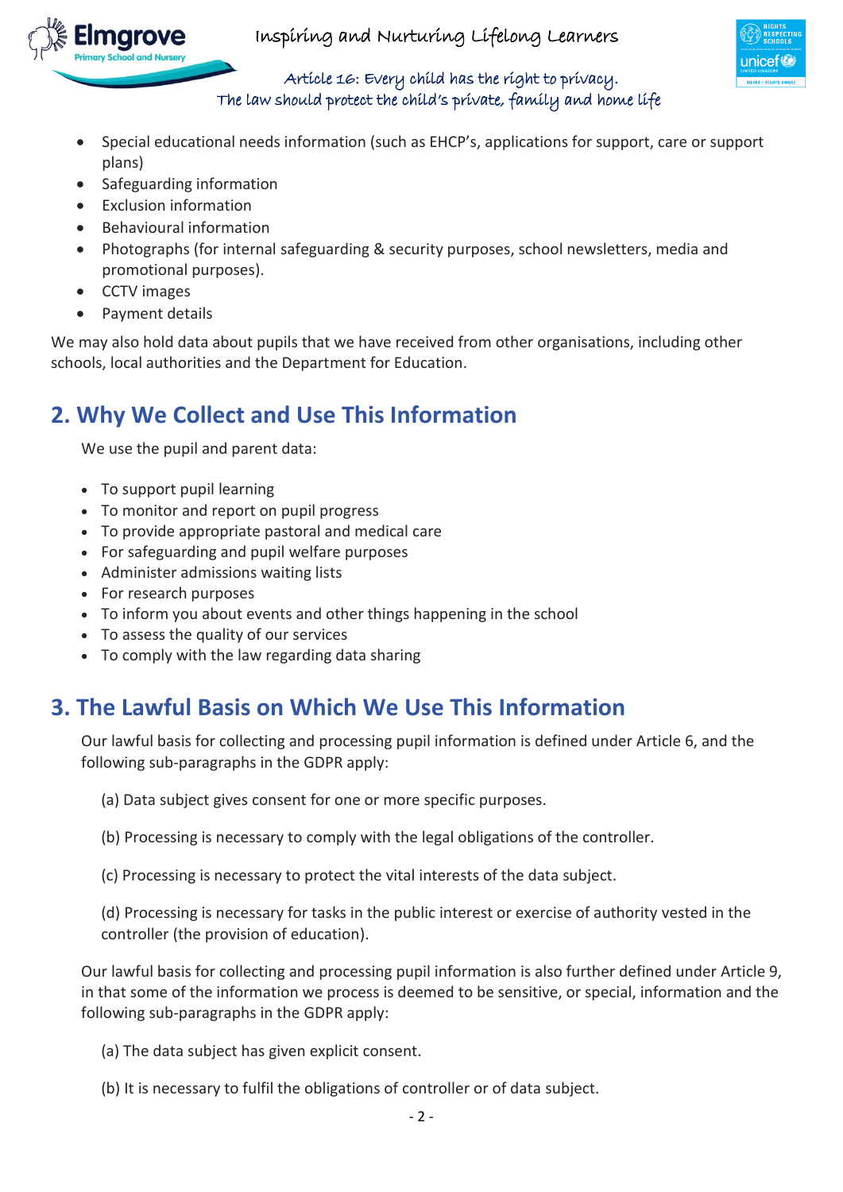- Special educational needs information (such as EHCP's, applications for support, care or support plans)
- Safeguarding information
- Exclusion information
- Behavioural information
- Photographs (for internal safeguarding & security purposes, school newsletters, media and promotional purposes).
- CCTV images
- Payment details

We may also hold data about pupils that we have received from other organisations, including other schools, local authorities and the Department for Education.

## 2. Why We Collect and Use This Information

We use the pupil and parent data:

- To support pupil learning
- To monitor and report on pupil progress
- To provide appropriate pastoral and medical care
- For safeguarding and pupil welfare purposes
- Administer admissions waiting lists
- For research purposes
- To inform you about events and other things happening in the school
- To assess the quality of our services
- To comply with the law regarding data sharing

## 3. The Lawful Basis on Which We Use This Information

Our lawful basis for collecting and processing pupil information is defined under Article 6, and the following sub-paragraphs in the GDPR apply:

(a) Data subject gives consent for one or more specific purposes.

(b) Processing is necessary to comply with the legal obligations of the controller.

(c) Processing is necessary to protect the vital interests of the data subject.

(d) Processing is necessary for tasks in the public interest or exercise of authority vested in the controller (the provision of education).

Our lawful basis for collecting and processing pupil information is also further defined under Article 9, in that some of the information we process is deemed to be sensitive, or special, information and the following sub-paragraphs in the GDPR apply:

(a) The data subject has given explicit consent.

(b) It is necessary to fulfil the obligations of controller or of data subject.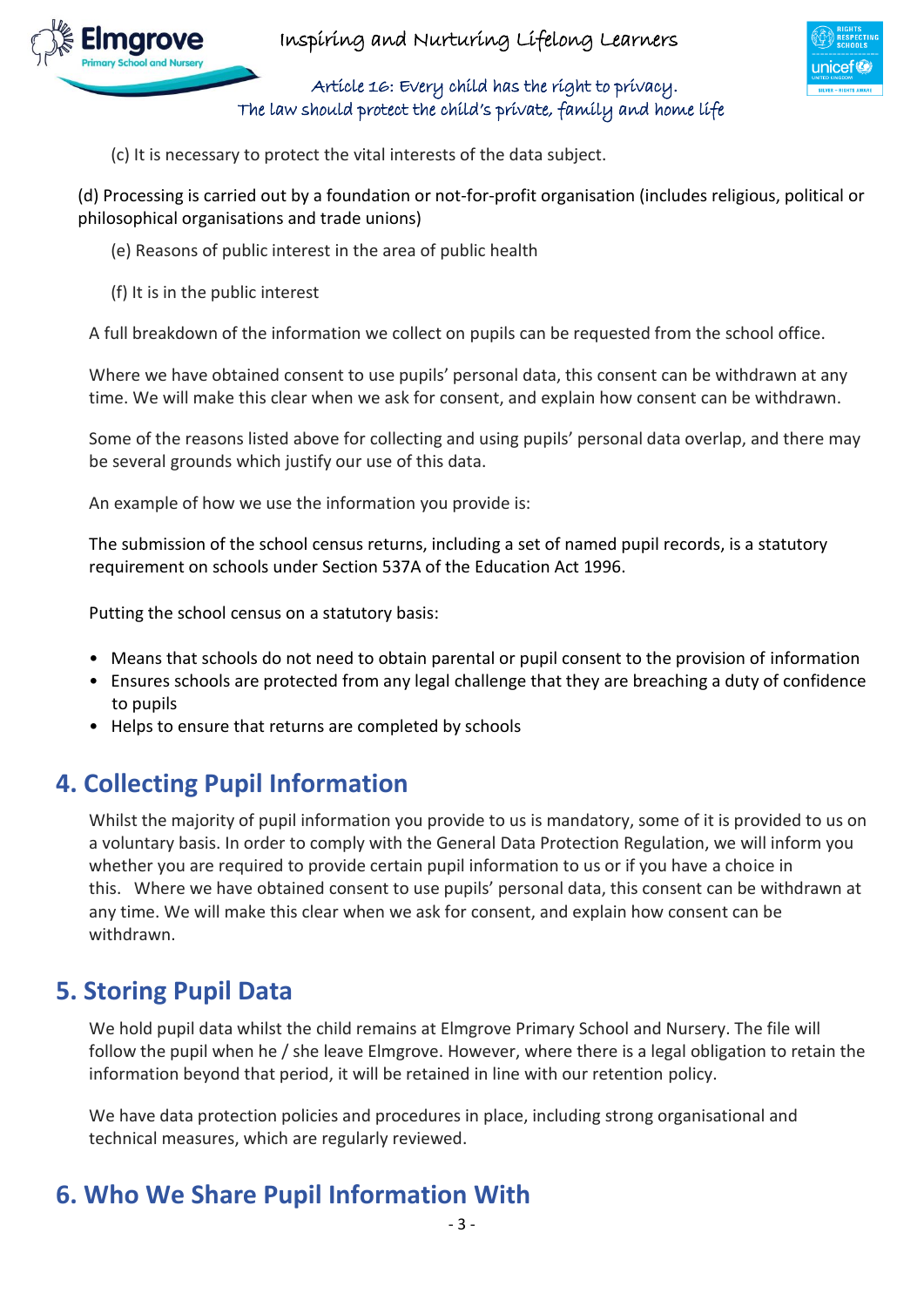(c) It is necessary to protect the vital interests of the data subject.

(d) Processing is carried out by a foundation or not-for-profit organisation (includes religious, political or philosophical organisations and trade unions)

(e) Reasons of public interest in the area of public health

(f) It is in the public interest

A full breakdown of the information we collect on pupils can be requested from the school office.

Where we have obtained consent to use pupils' personal data, this consent can be withdrawn at any time. We will make this clear when we ask for consent, and explain how consent can be withdrawn.

Some of the reasons listed above for collecting and using pupils' personal data overlap, and there may be several grounds which justify our use of this data.

An example of how we use the information you provide is:

The submission of the school census returns, including a set of named pupil records, is a statutory requirement on schools under Section 537A of the Education Act 1996.

Putting the school census on a statutory basis:

- Means that schools do not need to obtain parental or pupil consent to the provision of information
- Ensures schools are protected from any legal challenge that they are breaching a duty of confidence to pupils
- Helps to ensure that returns are completed by schools

## 4. Collecting Pupil Information

Whilst the majority of pupil information you provide to us is mandatory, some of it is provided to us on a voluntary basis. In order to comply with the General Data Protection Regulation, we will inform you whether you are required to provide certain pupil information to us or if you have a choice in this. Where we have obtained consent to use pupils' personal data, this consent can be withdrawn at any time. We will make this clear when we ask for consent, and explain how consent can be withdrawn.

## 5. Storing Pupil Data

We hold pupil data whilst the child remains at Elmgrove Primary School and Nursery. The file will follow the pupil when he / she leave Elmgrove. However, where there is a legal obligation to retain the information beyond that period, it will be retained in line with our retention policy.

We have data protection policies and procedures in place, including strong organisational and technical measures, which are regularly reviewed.

## 6. Who We Share Pupil Information With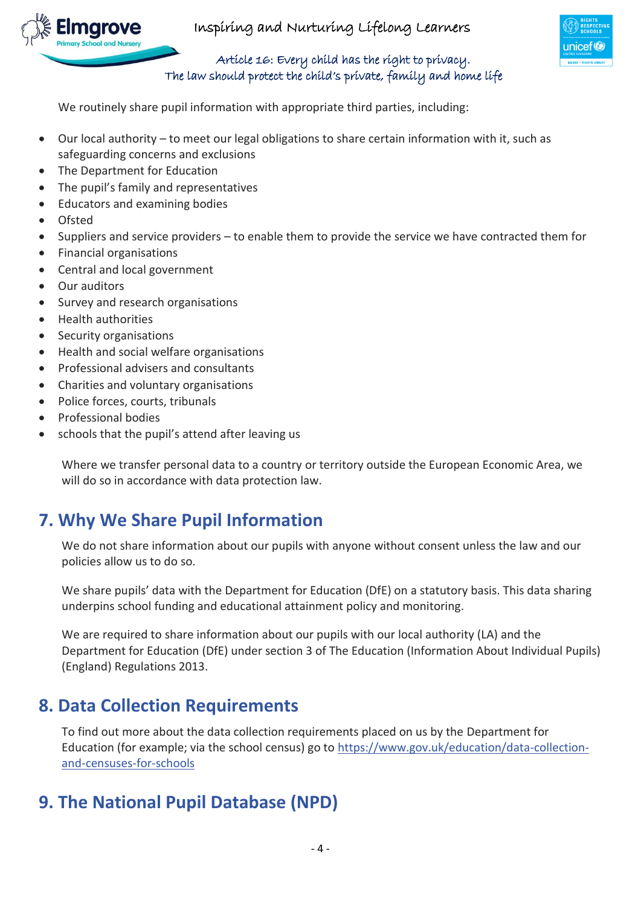We routinely share pupil information with appropriate third parties, including:

- Our local authority – to meet our legal obligations to share certain information with it, such as safeguarding concerns and exclusions
- The Department for Education
- The pupil's family and representatives
- Educators and examining bodies
- Ofsted
- Suppliers and service providers – to enable them to provide the service we have contracted them for
- Financial organisations
- Central and local government
- Our auditors
- Survey and research organisations
- Health authorities
- Security organisations
- Health and social welfare organisations
- Professional advisers and consultants
- Charities and voluntary organisations
- Police forces, courts, tribunals
- Professional bodies
- schools that the pupil's attend after leaving us

Where we transfer personal data to a country or territory outside the European Economic Area, we will do so in accordance with data protection law.

## 7. Why We Share Pupil Information

We do not share information about our pupils with anyone without consent unless the law and our policies allow us to do so.

We share pupils' data with the Department for Education (DfE) on a statutory basis. This data sharing underpins school funding and educational attainment policy and monitoring.

We are required to share information about our pupils with our local authority (LA) and the Department for Education (DfE) under section 3 of The Education (Information About Individual Pupils) (England) Regulations 2013.

## 8. Data Collection Requirements

To find out more about the data collection requirements placed on us by the Department for Education (for example; via the school census) go to [https://www.gov.uk/education/data-collection-and-censuses-for-schools](https://www.gov.uk/education/data-collection-and-censuses-for-schools)

## 9. The National Pupil Database (NPD)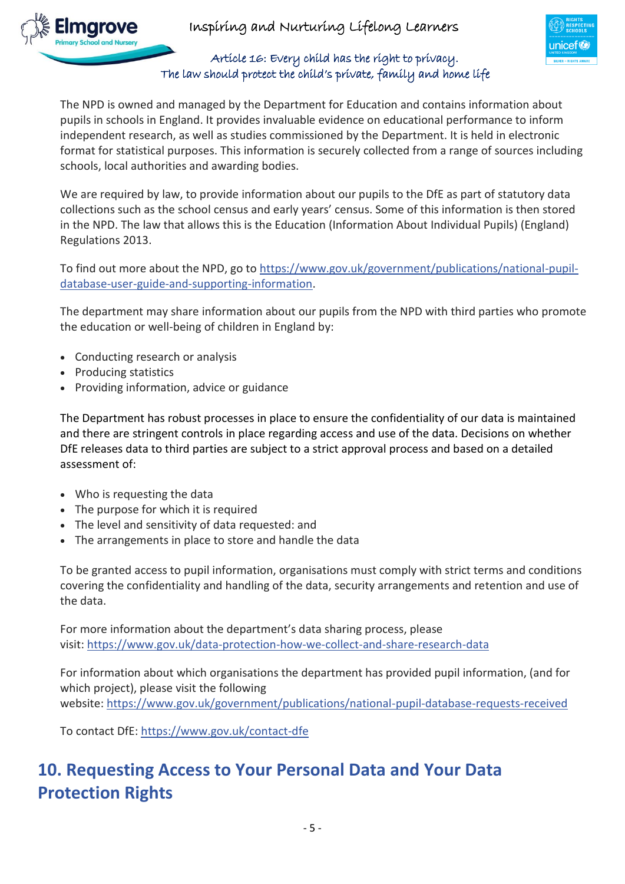The NPD is owned and managed by the Department for Education and contains information about pupils in schools in England. It provides invaluable evidence on educational performance to inform independent research, as well as studies commissioned by the Department. It is held in electronic format for statistical purposes. This information is securely collected from a range of sources including schools, local authorities and awarding bodies.

We are required by law, to provide information about our pupils to the DfE as part of statutory data collections such as the school census and early years' census. Some of this information is then stored in the NPD. The law that allows this is the Education (Information About Individual Pupils) (England) Regulations 2013.

To find out more about the NPD, go to https://www.gov.uk/government/publications/national-pupil-database-user-guide-and-supporting-information.

The department may share information about our pupils from the NPD with third parties who promote the education or well-being of children in England by:

- Conducting research or analysis
- Producing statistics
- Providing information, advice or guidance

The Department has robust processes in place to ensure the confidentiality of our data is maintained and there are stringent controls in place regarding access and use of the data. Decisions on whether DfE releases data to third parties are subject to a strict approval process and based on a detailed assessment of:

- Who is requesting the data
- The purpose for which it is required
- The level and sensitivity of data requested: and
- The arrangements in place to store and handle the data

To be granted access to pupil information, organisations must comply with strict terms and conditions covering the confidentiality and handling of the data, security arrangements and retention and use of the data.

For more information about the department's data sharing process, please visit: https://www.gov.uk/data-protection-how-we-collect-and-share-research-data

For information about which organisations the department has provided pupil information, (and for which project), please visit the following website: https://www.gov.uk/government/publications/national-pupil-database-requests-received

To contact DfE: https://www.gov.uk/contact-dfe

## 10. Requesting Access to Your Personal Data and Your Data Protection Rights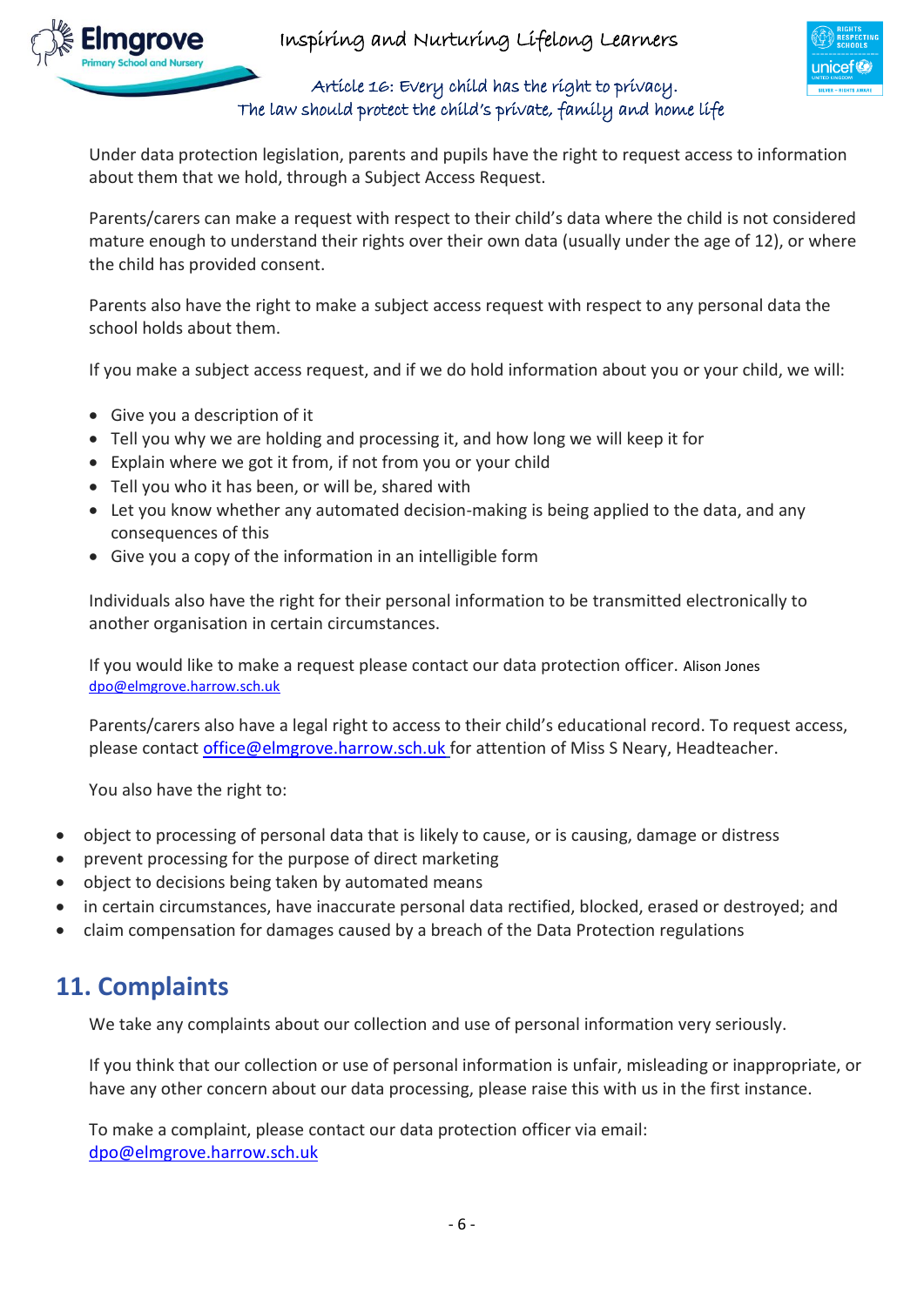Under data protection legislation, parents and pupils have the right to request access to information about them that we hold, through a Subject Access Request.

Parents/carers can make a request with respect to their child's data where the child is not considered mature enough to understand their rights over their own data (usually under the age of 12), or where the child has provided consent.

Parents also have the right to make a subject access request with respect to any personal data the school holds about them.

If you make a subject access request, and if we do hold information about you or your child, we will:

- Give you a description of it
- Tell you why we are holding and processing it, and how long we will keep it for
- Explain where we got it from, if not from you or your child
- Tell you who it has been, or will be, shared with
- Let you know whether any automated decision-making is being applied to the data, and any consequences of this
- Give you a copy of the information in an intelligible form

Individuals also have the right for their personal information to be transmitted electronically to another organisation in certain circumstances.

If you would like to make a request please contact our data protection officer. Alison Jones dpo@elmgrove.harrow.sch.uk

Parents/carers also have a legal right to access to their child's educational record. To request access, please contact office@elmgrove.harrow.sch.uk for attention of Miss S Neary, Headteacher.

You also have the right to:

- object to processing of personal data that is likely to cause, or is causing, damage or distress
- prevent processing for the purpose of direct marketing
- object to decisions being taken by automated means
- in certain circumstances, have inaccurate personal data rectified, blocked, erased or destroyed; and
- claim compensation for damages caused by a breach of the Data Protection regulations

## 11. Complaints

We take any complaints about our collection and use of personal information very seriously.

If you think that our collection or use of personal information is unfair, misleading or inappropriate, or have any other concern about our data processing, please raise this with us in the first instance.

To make a complaint, please contact our data protection officer via email: dpo@elmgrove.harrow.sch.uk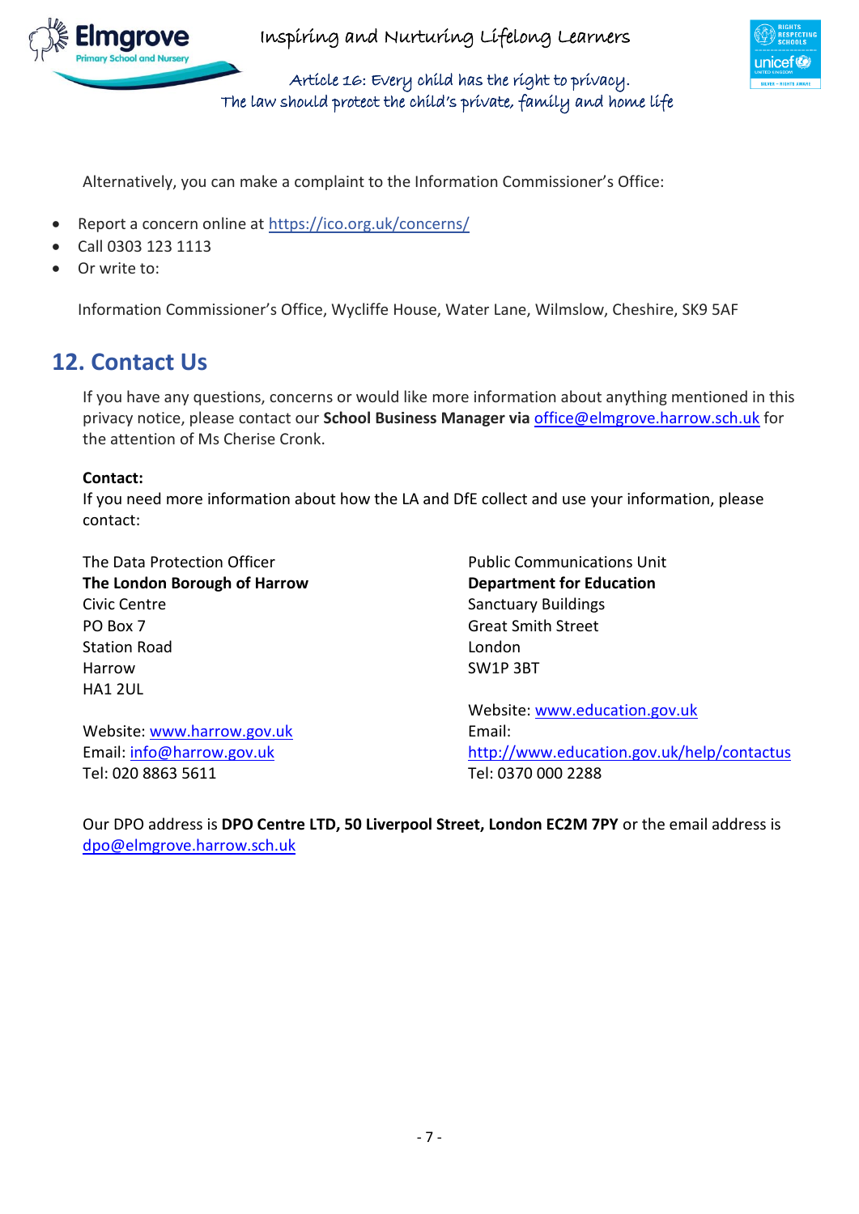Alternatively, you can make a complaint to the Information Commissioner's Office:

- Report a concern online at https://ico.org.uk/concerns/
- Call 0303 123 1113
- Or write to:

Information Commissioner's Office, Wycliffe House, Water Lane, Wilmslow, Cheshire, SK9 5AF

## 12. Contact Us

If you have any questions, concerns or would like more information about anything mentioned in this privacy notice, please contact our **School Business Manager via** office@elmgrove.harrow.sch.uk for the attention of Ms Cherise Cronk.

**Contact:**
If you need more information about how the LA and DfE collect and use your information, please contact:

The Data Protection Officer
**The London Borough of Harrow**
Civic Centre
PO Box 7
Station Road
Harrow
HA1 2UL

Website: www.harrow.gov.uk
Email: info@harrow.gov.uk
Tel: 020 8863 5611

Public Communications Unit
**Department for Education**
Sanctuary Buildings
Great Smith Street
London
SW1P 3BT

Website: www.education.gov.uk
Email: http://www.education.gov.uk/help/contactus
Tel: 0370 000 2288

Our DPO address is **DPO Centre LTD, 50 Liverpool Street, London EC2M 7PY** or the email address is dpo@elmgrove.harrow.sch.uk